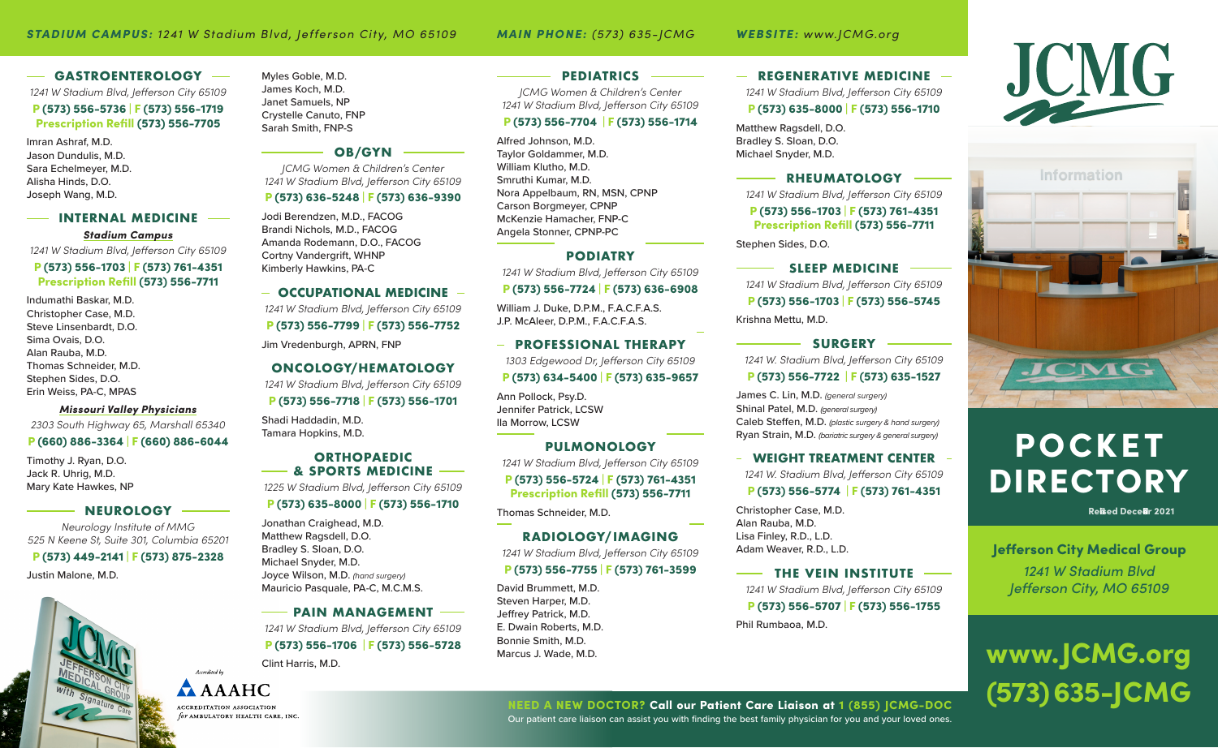***STADIUM CAMPUS:** 1241 W Stadium Blvd, Jefferson City, MO 65109* ***MAIN PHONE:** (573) 635-JCMG* ***WEBSITE:** www.JCMG.org*

## GASTROENTEROLOGY

*1241 W Stadium Blvd, Jefferson City 65109*

**P (573) 556-5736 | F (573) 556-1719**
**Prescription Refill (573) 556-7705**

Imran Ashraf, M.D.
Jason Dundulis, M.D.
Sara Echelmeyer, M.D.
Alisha Hinds, D.O.
Joseph Wang, M.D.

## INTERNAL MEDICINE

***Stadium Campus***

*1241 W Stadium Blvd, Jefferson City 65109*

**P (573) 556-1703 | F (573) 761-4351**
**Prescription Refill (573) 556-7711**

Indumathi Baskar, M.D.
Christopher Case, M.D.
Steve Linsenbardt, D.O.
Sima Ovais, D.O.
Alan Rauba, M.D.
Thomas Schneider, M.D.
Stephen Sides, D.O.
Erin Weiss, PA-C, MPAS

***Missouri Valley Physicians***

*2303 South Highway 65, Marshall 65340*

**P (660) 886-3364 | F (660) 886-6044**

Timothy J. Ryan, D.O.
Jack R. Uhrig, M.D.
Mary Kate Hawkes, NP

## NEUROLOGY

*Neurology Institute of MMG*
*525 N Keene St, Suite 301, Columbia 65201*

**P (573) 449-2141 | F (573) 875-2328**

Justin Malone, M.D.
Myles Goble, M.D.
James Koch, M.D.
Janet Samuels, NP
Crystelle Canuto, FNP
Sarah Smith, FNP-S

## OB/GYN

*JCMG Women & Children's Center*
*1241 W Stadium Blvd, Jefferson City 65109*

**P (573) 636-5248 | F (573) 636-9390**

Jodi Berendzen, M.D., FACOG
Brandi Nichols, M.D., FACOG
Amanda Rodemann, D.O., FACOG
Cortny Vandergrift, WHNP
Kimberly Hawkins, PA-C

## OCCUPATIONAL MEDICINE

*1241 W Stadium Blvd, Jefferson City 65109*

**P (573) 556-7799 | F (573) 556-7752**

Jim Vredenburgh, APRN, FNP

## ONCOLOGY/HEMATOLOGY

*1241 W Stadium Blvd, Jefferson City 65109*

**P (573) 556-7718 | F (573) 556-1701**

Shadi Haddadin, M.D.
Tamara Hopkins, M.D.

## ORTHOPAEDIC & SPORTS MEDICINE

*1225 W Stadium Blvd, Jefferson City 65109*

**P (573) 635-8000 | F (573) 556-1710**

Jonathan Craighead, M.D.
Matthew Ragsdell, D.O.
Bradley S. Sloan, D.O.
Michael Snyder, M.D.
Joyce Wilson, M.D. *(hand surgery)*
Mauricio Pasquale, PA-C, M.C.M.S.

## PAIN MANAGEMENT

*1241 W Stadium Blvd, Jefferson City 65109*

**P (573) 556-1706 | F (573) 556-5728**

Clint Harris, M.D.

## PEDIATRICS

*JCMG Women & Children's Center*
*1241 W Stadium Blvd, Jefferson City 65109*

**P (573) 556-7704 | F (573) 556-1714**

Alfred Johnson, M.D.
Taylor Goldammer, M.D.
William Klutho, M.D.
Smruthi Kumar, M.D.
Nora Appelbaum, RN, MSN, CPNP
Carson Borgmeyer, CPNP
McKenzie Hamacher, FNP-C
Angela Stonner, CPNP-PC

## PODIATRY

*1241 W Stadium Blvd, Jefferson City 65109*

**P (573) 556-7724 | F (573) 636-6908**

William J. Duke, D.P.M., F.A.C.F.A.S.
J.P. McAleer, D.P.M., F.A.C.F.A.S.

## PROFESSIONAL THERAPY

*1303 Edgewood Dr, Jefferson City 65109*

**P (573) 634-5400 | F (573) 635-9657**

Ann Pollock, Psy.D.
Jennifer Patrick, LCSW
Ila Morrow, LCSW

## PULMONOLOGY

*1241 W Stadium Blvd, Jefferson City 65109*

**P (573) 556-5724 | F (573) 761-4351**
**Prescription Refill (573) 556-7711**

Thomas Schneider, M.D.

## RADIOLOGY/IMAGING

*1241 W Stadium Blvd, Jefferson City 65109*

**P (573) 556-7755 | F (573) 761-3599**

David Brummett, M.D.
Steven Harper, M.D.
Jeffrey Patrick, M.D.
E. Dwain Roberts, M.D.
Bonnie Smith, M.D.
Marcus J. Wade, M.D.

## REGENERATIVE MEDICINE

*1241 W Stadium Blvd, Jefferson City 65109*

**P (573) 635-8000 | F (573) 556-1710**

Matthew Ragsdell, D.O.
Bradley S. Sloan, D.O.
Michael Snyder, M.D.

## RHEUMATOLOGY

*1241 W Stadium Blvd, Jefferson City 65109*

**P (573) 556-1703 | F (573) 761-4351**
**Prescription Refill (573) 556-7711**

Stephen Sides, D.O.

## SLEEP MEDICINE

*1241 W Stadium Blvd, Jefferson City 65109*

**P (573) 556-1703 | F (573) 556-5745**

Krishna Mettu, M.D.

## SURGERY

*1241 W. Stadium Blvd, Jefferson City 65109*

**P (573) 556-7722 | F (573) 635-1527**

James C. Lin, M.D. *(general surgery)*
Shinal Patel, M.D. *(general surgery)*
Caleb Steffen, M.D. *(plastic surgery & hand surgery)*
Ryan Strain, M.D. *(bariatric surgery & general surgery)*

## WEIGHT TREATMENT CENTER

*1241 W. Stadium Blvd, Jefferson City 65109*

**P (573) 556-5774 | F (573) 761-4351**

Christopher Case, M.D.
Alan Rauba, M.D.
Lisa Finley, R.D., L.D.
Adam Weaver, R.D., L.D.

## THE VEIN INSTITUTE

*1241 W Stadium Blvd, Jefferson City 65109*

**P (573) 556-5707 | F (573) 556-1755**

Phil Rumbaoa, M.D.

Accredited by AAAHC
ACCREDITATION ASSOCIATION *for* AMBULATORY HEALTH CARE, INC.

**NEED A NEW DOCTOR? Call our Patient Care Liaison at 1 (855) JCMG-DOC**
Our patient care liaison can assist you with finding the best family physician for you and your loved ones.

# JCMG

# POCKET DIRECTORY

Revised December 2021

**Jefferson City Medical Group**
*1241 W Stadium Blvd*
*Jefferson City, MO 65109*

**www.JCMG.org**
**(573) 635-JCMG**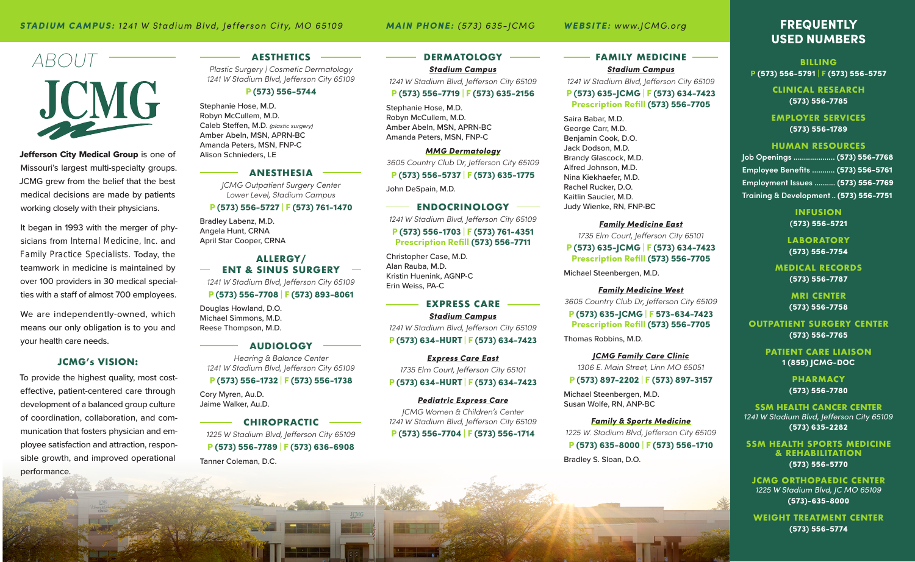**STADIUM CAMPUS:** 1241 W Stadium Blvd, Jefferson City, MO 65109 **MAIN PHONE:** (573) 635-JCMG **WEBSITE:** www.JCMG.org

# ABOUT JCMG

**Jefferson City Medical Group** is one of Missouri's largest multi-specialty groups. JCMG grew from the belief that the best medical decisions are made by patients working closely with their physicians.

It began in 1993 with the merger of physicians from Internal Medicine, Inc. and Family Practice Specialists. Today, the teamwork in medicine is maintained by over 100 providers in 30 medical specialties with a staff of almost 700 employees.

We are independently-owned, which means our only obligation is to you and your health care needs.

### JCMG's VISION:

To provide the highest quality, most cost-effective, patient-centered care through development of a balanced group culture of coordination, collaboration, and communication that fosters physician and employee satisfaction and attraction, responsible growth, and improved operational performance.

## AESTHETICS

*Plastic Surgery | Cosmetic Dermatology*
*1241 W Stadium Blvd, Jefferson City 65109*
**P (573) 556-5744**

Stephanie Hose, M.D.
Robyn McCullem, M.D.
Caleb Steffen, M.D. *(plastic surgery)*
Amber Abeln, MSN, APRN-BC
Amanda Peters, MSN, FNP-C
Alison Schnieders, LE

## ANESTHESIA

*JCMG Outpatient Surgery Center*
*Lower Level, Stadium Campus*
**P (573) 556-5727 | F (573) 761-1470**

Bradley Labenz, M.D.
Angela Hunt, CRNA
April Star Cooper, CRNA

## ALLERGY/ ENT & SINUS SURGERY

*1241 W Stadium Blvd, Jefferson City 65109*
**P (573) 556-7708 | F (573) 893-8061**

Douglas Howland, D.O.
Michael Simmons, M.D.
Reese Thompson, M.D.

## AUDIOLOGY

*Hearing & Balance Center*
*1241 W Stadium Blvd, Jefferson City 65109*
**P (573) 556-1732 | F (573) 556-1738**

Cory Myren, Au.D.
Jaime Walker, Au.D.

## CHIROPRACTIC

*1225 W Stadium Blvd, Jefferson City 65109*
**P (573) 556-7789 | F (573) 636-6908**

Tanner Coleman, D.C.

## DERMATOLOGY

***Stadium Campus***
*1241 W Stadium Blvd, Jefferson City 65109*
**P (573) 556-7719 | F (573) 635-2156**

Stephanie Hose, M.D.
Robyn McCullem, M.D.
Amber Abeln, MSN, APRN-BC
Amanda Peters, MSN, FNP-C

***MMG Dermatology***
*3605 Country Club Dr, Jefferson City 65109*
**P (573) 556-5737 | F (573) 635-1775**

John DeSpain, M.D.

## ENDOCRINOLOGY

*1241 W Stadium Blvd, Jefferson City 65109*
**P (573) 556-1703 | F (573) 761-4351**
**Prescription Refill (573) 556-7711**

Christopher Case, M.D.
Alan Rauba, M.D.
Kristin Huenink, AGNP-C
Erin Weiss, PA-C

## EXPRESS CARE

***Stadium Campus***
*1241 W Stadium Blvd, Jefferson City 65109*
**P (573) 634-HURT | F (573) 634-7423**

***Express Care East***
*1735 Elm Court, Jefferson City 65101*
**P (573) 634-HURT | F (573) 634-7423**

***Pediatric Express Care***
*JCMG Women & Children's Center*
*1241 W Stadium Blvd, Jefferson City 65109*
**P (573) 556-7704 | F (573) 556-1714**

## FAMILY MEDICINE

***Stadium Campus***
*1241 W Stadium Blvd, Jefferson City 65109*
**P (573) 635-JCMG | F (573) 634-7423**
**Prescription Refill (573) 556-7705**

Saira Babar, M.D.
George Carr, M.D.
Benjamin Cook, D.O.
Jack Dodson, M.D.
Brandy Glascock, M.D.
Alfred Johnson, M.D.
Nina Kiekhaefer, M.D.
Rachel Rucker, D.O.
Kaitlin Saucier, M.D.
Judy Wienke, RN, FNP-BC

***Family Medicine East***
*1735 Elm Court, Jefferson City 65101*
**P (573) 635-JCMG | F (573) 634-7423**
**Prescription Refill (573) 556-7705**

Michael Steenbergen, M.D.

***Family Medicine West***
*3605 Country Club Dr, Jefferson City 65109*
**P (573) 635-JCMG | F 573-634-7423**
**Prescription Refill (573) 556-7705**

Thomas Robbins, M.D.

***JCMG Family Care Clinic***
*1306 E. Main Street, Linn MO 65051*
**P (573) 897-2202 | F (573) 897-3157**

Michael Steenbergen, M.D.
Susan Wolfe, RN, ANP-BC

***Family & Sports Medicine***
*1225 W. Stadium Blvd, Jefferson City 65109*
**P (573) 635-8000 | F (573) 556-1710**

Bradley S. Sloan, D.O.

# FREQUENTLY USED NUMBERS

**BILLING**
P (573) 556-5791 | F (573) 556-5757

**CLINICAL RESEARCH**
(573) 556-7785

**EMPLOYER SERVICES**
(573) 556-1789

**HUMAN RESOURCES**
Job Openings .................... (573) 556-7768
Employee Benefits ........... (573) 556-5761
Employment Issues .......... (573) 556-7769
Training & Development .. (573) 556-7751

**INFUSION**
(573) 556-5721

**LABORATORY**
(573) 556-7754

**MEDICAL RECORDS**
(573) 556-7787

**MRI CENTER**
(573) 556-7758

**OUTPATIENT SURGERY CENTER**
(573) 556-7765

**PATIENT CARE LIAISON**
1 (855) JCMG-DOC

**PHARMACY**
(573) 556-7780

**SSM HEALTH CANCER CENTER**
*1241 W Stadium Blvd, Jefferson City 65109*
(573) 635-2282

**SSM HEALTH SPORTS MEDICINE & REHABILITATION**
(573) 556-5770

**JCMG ORTHOPAEDIC CENTER**
*1225 W Stadium Blvd, JC MO 65109*
(573)-635-8000

**WEIGHT TREATMENT CENTER**
(573) 556-5774